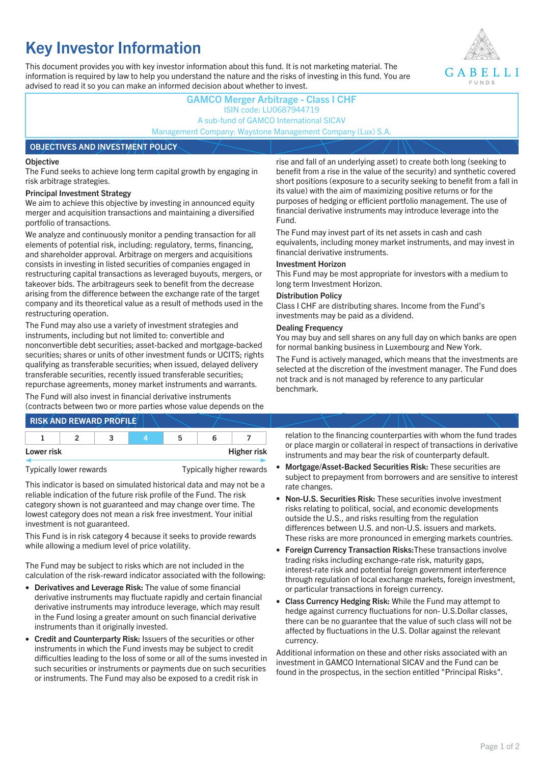# Key Investor Information

This document provides you with key investor information about this fund. It is not marketing material. The information is required by law to help you understand the nature and the risks of investing in this fund. You are advised to read it so you can make an informed decision about whether to invest.

**GAMCO Merger Arbitrage - Class I CHF**
ISIN code: LU0687944719
A sub-fund of GAMCO International SICAV
Management Company: Waystone Management Company (Lux) S.A.

## OBJECTIVES AND INVESTMENT POLICY

**Objective**

The Fund seeks to achieve long term capital growth by engaging in risk arbitrage strategies.

**Principal Investment Strategy**

We aim to achieve this objective by investing in announced equity merger and acquisition transactions and maintaining a diversified portfolio of transactions.

We analyze and continuously monitor a pending transaction for all elements of potential risk, including: regulatory, terms, financing, and shareholder approval. Arbitrage on mergers and acquisitions consists in investing in listed securities of companies engaged in restructuring capital transactions as leveraged buyouts, mergers, or takeover bids. The arbitrageurs seek to benefit from the decrease arising from the difference between the exchange rate of the target company and its theoretical value as a result of methods used in the restructuring operation.

The Fund may also use a variety of investment strategies and instruments, including but not limited to: convertible and nonconvertible debt securities; asset-backed and mortgage-backed securities; shares or units of other investment funds or UCITS; rights qualifying as transferable securities; when issued, delayed delivery transferable securities, recently issued transferable securities; repurchase agreements, money market instruments and warrants.

The Fund will also invest in financial derivative instruments (contracts between two or more parties whose value depends on the rise and fall of an underlying asset) to create both long (seeking to benefit from a rise in the value of the security) and synthetic covered short positions (exposure to a security seeking to benefit from a fall in its value) with the aim of maximizing positive returns or for the purposes of hedging or efficient portfolio management. The use of financial derivative instruments may introduce leverage into the Fund.

The Fund may invest part of its net assets in cash and cash equivalents, including money market instruments, and may invest in financial derivative instruments.

**Investment Horizon**

This Fund may be most appropriate for investors with a medium to long term Investment Horizon.

**Distribution Policy**

Class I CHF are distributing shares. Income from the Fund's investments may be paid as a dividend.

**Dealing Frequency**

You may buy and sell shares on any full day on which banks are open for normal banking business in Luxembourg and New York.

The Fund is actively managed, which means that the investments are selected at the discretion of the investment manager. The Fund does not track and is not managed by reference to any particular benchmark.

## RISK AND REWARD PROFILE

| 1 | 2 | 3 | **4** | 5 | 6 | 7 |
|---|---|---|---|---|---|---|

Lower risk — Higher risk

Typically lower rewards — Typically higher rewards

This indicator is based on simulated historical data and may not be a reliable indication of the future risk profile of the Fund. The risk category shown is not guaranteed and may change over time. The lowest category does not mean a risk free investment. Your initial investment is not guaranteed.

This Fund is in risk category 4 because it seeks to provide rewards while allowing a medium level of price volatility.

The Fund may be subject to risks which are not included in the calculation of the risk-reward indicator associated with the following:

- **Derivatives and Leverage Risk:** The value of some financial derivative instruments may fluctuate rapidly and certain financial derivative instruments may introduce leverage, which may result in the Fund losing a greater amount on such financial derivative instruments than it originally invested.
- **Credit and Counterparty Risk:** Issuers of the securities or other instruments in which the Fund invests may be subject to credit difficulties leading to the loss of some or all of the sums invested in such securities or instruments or payments due on such securities or instruments. The Fund may also be exposed to a credit risk in relation to the financing counterparties with whom the fund trades or place margin or collateral in respect of transactions in derivative instruments and may bear the risk of counterparty default.
- **Mortgage/Asset-Backed Securities Risk:** These securities are subject to prepayment from borrowers and are sensitive to interest rate changes.
- **Non-U.S. Securities Risk:** These securities involve investment risks relating to political, social, and economic developments outside the U.S., and risks resulting from the regulation differences between U.S. and non-U.S. issuers and markets. These risks are more pronounced in emerging markets countries.
- **Foreign Currency Transaction Risks:** These transactions involve trading risks including exchange-rate risk, maturity gaps, interest-rate risk and potential foreign government interference through regulation of local exchange markets, foreign investment, or particular transactions in foreign currency.
- **Class Currency Hedging Risk:** While the Fund may attempt to hedge against currency fluctuations for non- U.S.Dollar classes, there can be no guarantee that the value of such class will not be affected by fluctuations in the U.S. Dollar against the relevant currency.

Additional information on these and other risks associated with an investment in GAMCO International SICAV and the Fund can be found in the prospectus, in the section entitled "Principal Risks".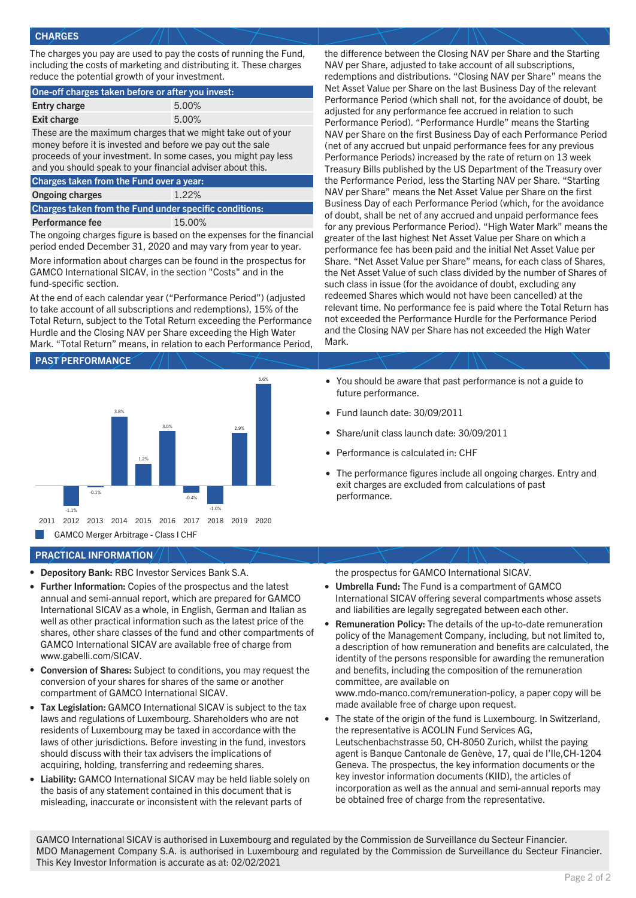## CHARGES

The charges you pay are used to pay the costs of running the Fund, including the costs of marketing and distributing it. These charges reduce the potential growth of your investment.

| One-off charges taken before or after you invest: | |
|---|---|
| **Entry charge** | 5.00% |
| **Exit charge** | 5.00% |

These are the maximum charges that we might take out of your money before it is invested and before we pay out the sale proceeds of your investment. In some cases, you might pay less and you should speak to your financial adviser about this.

| Charges taken from the Fund over a year: | |
|---|---|
| **Ongoing charges** | 1.22% |

| Charges taken from the Fund under specific conditions: | |
|---|---|
| **Performance fee** | 15.00% |

The ongoing charges figure is based on the expenses for the financial period ended December 31, 2020 and may vary from year to year.

More information about charges can be found in the prospectus for GAMCO International SICAV, in the section "Costs" and in the fund-specific section.

At the end of each calendar year ("Performance Period") (adjusted to take account of all subscriptions and redemptions), 15% of the Total Return, subject to the Total Return exceeding the Performance Hurdle and the Closing NAV per Share exceeding the High Water Mark. "Total Return" means, in relation to each Performance Period, the difference between the Closing NAV per Share and the Starting NAV per Share, adjusted to take account of all subscriptions, redemptions and distributions. "Closing NAV per Share" means the Net Asset Value per Share on the last Business Day of the relevant Performance Period (which shall not, for the avoidance of doubt, be adjusted for any performance fee accrued in relation to such Performance Period). "Performance Hurdle" means the Starting NAV per Share on the first Business Day of each Performance Period (net of any accrued but unpaid performance fees for any previous Performance Periods) increased by the rate of return on 13 week Treasury Bills published by the US Department of the Treasury over the Performance Period, less the Starting NAV per Share. "Starting NAV per Share" means the Net Asset Value per Share on the first Business Day of each Performance Period (which, for the avoidance of doubt, shall be net of any accrued and unpaid performance fees for any previous Performance Period). "High Water Mark" means the greater of the last highest Net Asset Value per Share on which a performance fee has been paid and the initial Net Asset Value per Share. "Net Asset Value per Share" means, for each class of Shares, the Net Asset Value of such class divided by the number of Shares of such class in issue (for the avoidance of doubt, excluding any redeemed Shares which would not have been cancelled) at the relevant time. No performance fee is paid where the Total Return has not exceeded the Performance Hurdle for the Performance Period and the Closing NAV per Share has not exceeded the High Water Mark.

## PAST PERFORMANCE

-1.1%
-0.1%
3.8%
1.2%
3.0%
-0.4%
-1.0%
2.9%
5.6%

2011 2012 2013 2014 2015 2016 2017 2018 2019 2020

GAMCO Merger Arbitrage - Class I CHF

- You should be aware that past performance is not a guide to future performance.
- Fund launch date: 30/09/2011
- Share/unit class launch date: 30/09/2011
- Performance is calculated in: CHF
- The performance figures include all ongoing charges. Entry and exit charges are excluded from calculations of past performance.

## PRACTICAL INFORMATION

- **Depository Bank:** RBC Investor Services Bank S.A.
- **Further Information:** Copies of the prospectus and the latest annual and semi-annual report, which are prepared for GAMCO International SICAV as a whole, in English, German and Italian as well as other practical information such as the latest price of the shares, other share classes of the fund and other compartments of GAMCO International SICAV are available free of charge from www.gabelli.com/SICAV.
- **Conversion of Shares:** Subject to conditions, you may request the conversion of your shares for shares of the same or another compartment of GAMCO International SICAV.
- **Tax Legislation:** GAMCO International SICAV is subject to the tax laws and regulations of Luxembourg. Shareholders who are not residents of Luxembourg may be taxed in accordance with the laws of other jurisdictions. Before investing in the fund, investors should discuss with their tax advisers the implications of acquiring, holding, transferring and redeeming shares.
- **Liability:** GAMCO International SICAV may be held liable solely on the basis of any statement contained in this document that is misleading, inaccurate or inconsistent with the relevant parts of the prospectus for GAMCO International SICAV.
- **Umbrella Fund:** The Fund is a compartment of GAMCO International SICAV offering several compartments whose assets and liabilities are legally segregated between each other.
- **Remuneration Policy:** The details of the up-to-date remuneration policy of the Management Company, including, but not limited to, a description of how remuneration and benefits are calculated, the identity of the persons responsible for awarding the remuneration and benefits, including the composition of the remuneration committee, are available on www.mdo-manco.com/remuneration-policy, a paper copy will be made available free of charge upon request.
- The state of the origin of the fund is Luxembourg. In Switzerland, the representative is ACOLIN Fund Services AG, Leutschenbachstrasse 50, CH-8050 Zurich, whilst the paying agent is Banque Cantonale de Genève, 17, quai de l'Ile,CH-1204 Geneva. The prospectus, the key information documents or the key investor information documents (KIID), the articles of incorporation as well as the annual and semi-annual reports may be obtained free of charge from the representative.

GAMCO International SICAV is authorised in Luxembourg and regulated by the Commission de Surveillance du Secteur Financier.
MDO Management Company S.A. is authorised in Luxembourg and regulated by the Commission de Surveillance du Secteur Financier.
This Key Investor Information is accurate as at: 02/02/2021